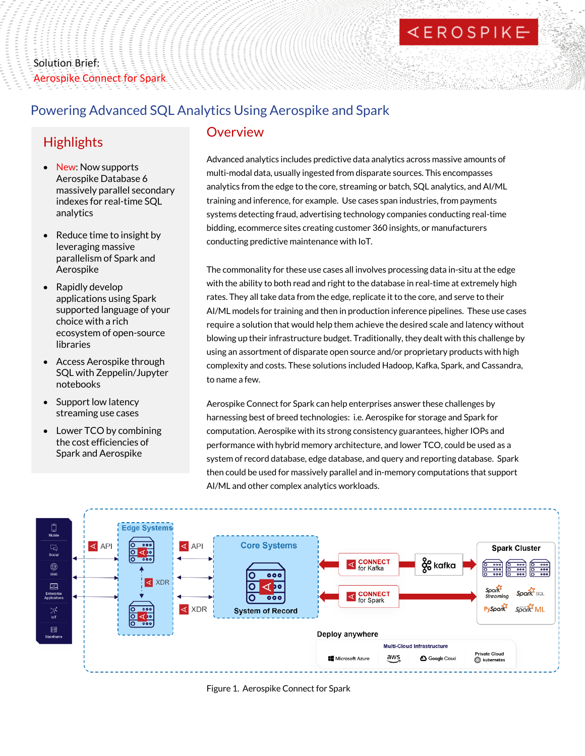Solution Brief:
Aerospike Connect for Spark

# Powering Advanced SQL Analytics Using Aerospike and Spark

## Highlights

- New: Now supports Aerospike Database 6 massively parallel secondary indexes for real-time SQL analytics
- Reduce time to insight by leveraging massive parallelism of Spark and Aerospike
- Rapidly develop applications using Spark supported language of your choice with a rich ecosystem of open-source libraries
- Access Aerospike through SQL with Zeppelin/Jupyter notebooks
- Support low latency streaming use cases
- Lower TCO by combining the cost efficiencies of Spark and Aerospike

## Overview

Advanced analytics includes predictive data analytics across massive amounts of multi-modal data, usually ingested from disparate sources. This encompasses analytics from the edge to the core, streaming or batch, SQL analytics, and AI/ML training and inference, for example. Use cases span industries, from payments systems detecting fraud, advertising technology companies conducting real-time bidding, ecommerce sites creating customer 360 insights, or manufacturers conducting predictive maintenance with IoT.

The commonality for these use cases all involves processing data in-situ at the edge with the ability to both read and right to the database in real-time at extremely high rates. They all take data from the edge, replicate it to the core, and serve to their AI/ML models for training and then in production inference pipelines. These use cases require a solution that would help them achieve the desired scale and latency without blowing up their infrastructure budget. Traditionally, they dealt with this challenge by using an assortment of disparate open source and/or proprietary products with high complexity and costs. These solutions included Hadoop, Kafka, Spark, and Cassandra, to name a few.

Aerospike Connect for Spark can help enterprises answer these challenges by harnessing best of breed technologies: i.e. Aerospike for storage and Spark for computation. Aerospike with its strong consistency guarantees, higher IOPs and performance with hybrid memory architecture, and lower TCO, could be used as a system of record database, edge database, and query and reporting database. Spark then could be used for massively parallel and in-memory computations that support AI/ML and other complex analytics workloads.

Figure 1. Aerospike Connect for Spark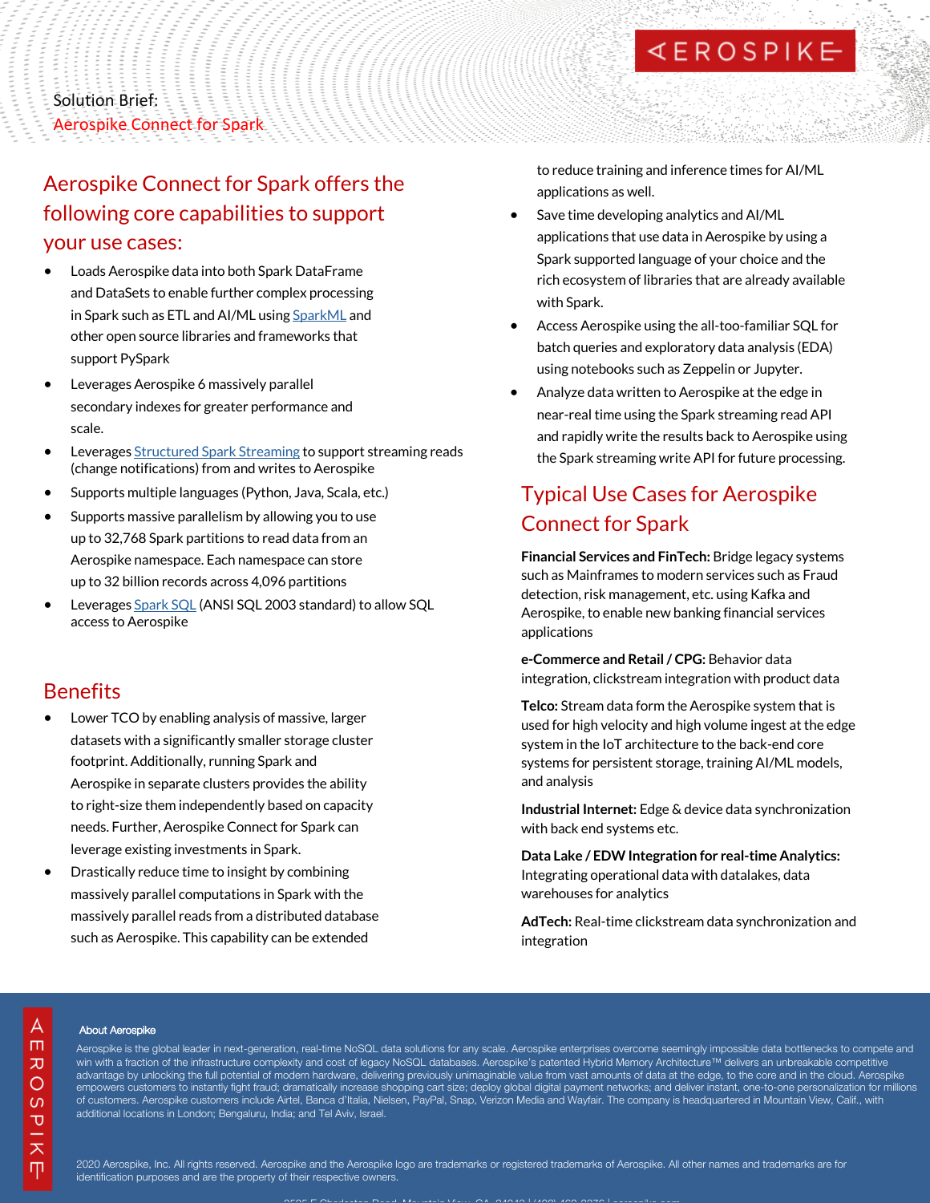Solution Brief:

Aerospike Connect for Spark

## Aerospike Connect for Spark offers the following core capabilities to support your use cases:

- Loads Aerospike data into both Spark DataFrame and DataSets to enable further complex processing in Spark such as ETL and AI/ML using SparkML and other open source libraries and frameworks that support PySpark
- Leverages Aerospike 6 massively parallel secondary indexes for greater performance and scale.
- Leverages Structured Spark Streaming to support streaming reads (change notifications) from and writes to Aerospike
- Supports multiple languages (Python, Java, Scala, etc.)
- Supports massive parallelism by allowing you to use up to 32,768 Spark partitions to read data from an Aerospike namespace. Each namespace can store up to 32 billion records across 4,096 partitions
- Leverages Spark SQL (ANSI SQL 2003 standard) to allow SQL access to Aerospike

## Benefits

- Lower TCO by enabling analysis of massive, larger datasets with a significantly smaller storage cluster footprint. Additionally, running Spark and Aerospike in separate clusters provides the ability to right-size them independently based on capacity needs. Further, Aerospike Connect for Spark can leverage existing investments in Spark.
- Drastically reduce time to insight by combining massively parallel computations in Spark with the massively parallel reads from a distributed database such as Aerospike. This capability can be extended to reduce training and inference times for AI/ML applications as well.
- Save time developing analytics and AI/ML applications that use data in Aerospike by using a Spark supported language of your choice and the rich ecosystem of libraries that are already available with Spark.
- Access Aerospike using the all-too-familiar SQL for batch queries and exploratory data analysis (EDA) using notebooks such as Zeppelin or Jupyter.
- Analyze data written to Aerospike at the edge in near-real time using the Spark streaming read API and rapidly write the results back to Aerospike using the Spark streaming write API for future processing.

## Typical Use Cases for Aerospike Connect for Spark

**Financial Services and FinTech:** Bridge legacy systems such as Mainframes to modern services such as Fraud detection, risk management, etc. using Kafka and Aerospike, to enable new banking financial services applications

**e-Commerce and Retail / CPG:** Behavior data integration, clickstream integration with product data

**Telco:** Stream data form the Aerospike system that is used for high velocity and high volume ingest at the edge system in the IoT architecture to the back-end core systems for persistent storage, training AI/ML models, and analysis

**Industrial Internet:** Edge & device data synchronization with back end systems etc.

**Data Lake / EDW Integration for real-time Analytics:** Integrating operational data with datalakes, data warehouses for analytics

**AdTech:** Real-time clickstream data synchronization and integration

### About Aerospike

Aerospike is the global leader in next-generation, real-time NoSQL data solutions for any scale. Aerospike enterprises overcome seemingly impossible data bottlenecks to compete and win with a fraction of the infrastructure complexity and cost of legacy NoSQL databases. Aerospike's patented Hybrid Memory Architecture™ delivers an unbreakable competitive advantage by unlocking the full potential of modern hardware, delivering previously unimaginable value from vast amounts of data at the edge, to the core and in the cloud. Aerospike empowers customers to instantly fight fraud; dramatically increase shopping cart size; deploy global digital payment networks; and deliver instant, one-to-one personalization for millions of customers. Aerospike customers include Airtel, Banca d'Italia, Nielsen, PayPal, Snap, Verizon Media and Wayfair. The company is headquartered in Mountain View, Calif., with additional locations in London; Bengaluru, India; and Tel Aviv, Israel.

2020 Aerospike, Inc. All rights reserved. Aerospike and the Aerospike logo are trademarks or registered trademarks of Aerospike. All other names and trademarks are for identification purposes and are the property of their respective owners.